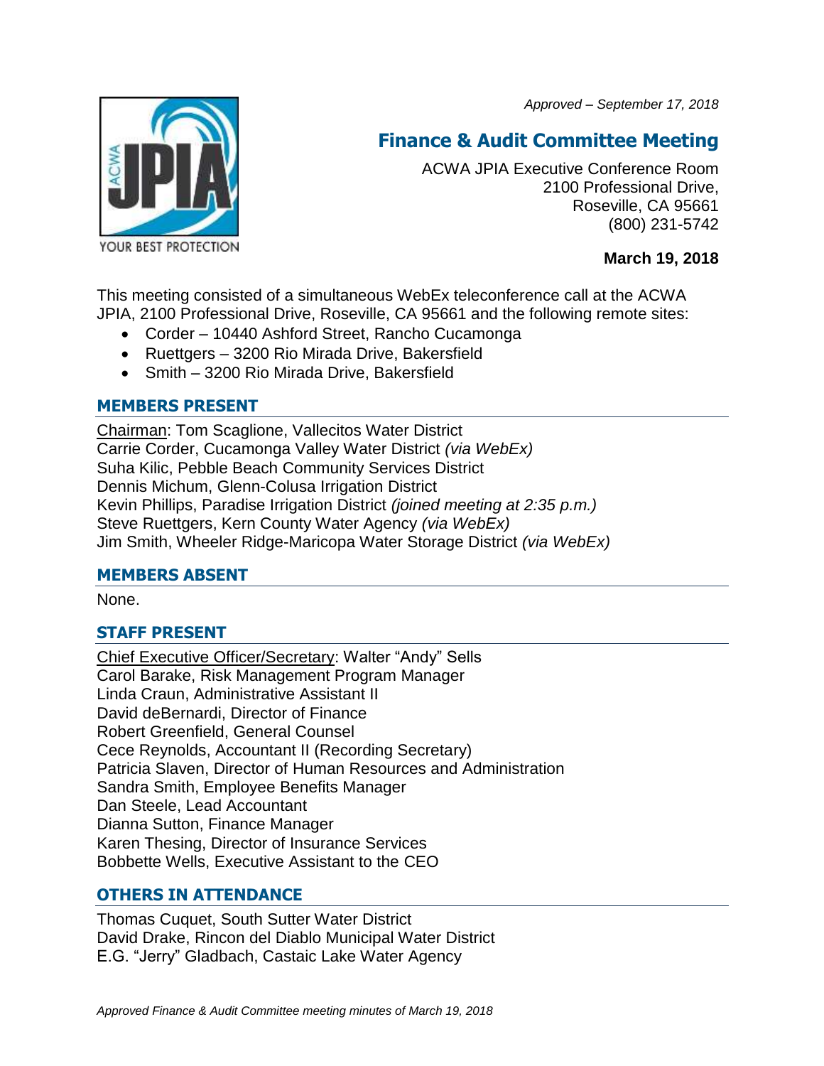*Approved – September 17, 2018*

# Finance & Audit Committee Meeting

ACWA JPIA Executive Conference Room
2100 Professional Drive,
Roseville, CA 95661
(800) 231-5742

**March 19, 2018**

This meeting consisted of a simultaneous WebEx teleconference call at the ACWA JPIA, 2100 Professional Drive, Roseville, CA 95661 and the following remote sites:

- Corder – 10440 Ashford Street, Rancho Cucamonga
- Ruettgers – 3200 Rio Mirada Drive, Bakersfield
- Smith – 3200 Rio Mirada Drive, Bakersfield

## MEMBERS PRESENT

Chairman: Tom Scaglione, Vallecitos Water District
Carrie Corder, Cucamonga Valley Water District *(via WebEx)*
Suha Kilic, Pebble Beach Community Services District
Dennis Michum, Glenn-Colusa Irrigation District
Kevin Phillips, Paradise Irrigation District *(joined meeting at 2:35 p.m.)*
Steve Ruettgers, Kern County Water Agency *(via WebEx)*
Jim Smith, Wheeler Ridge-Maricopa Water Storage District *(via WebEx)*

## MEMBERS ABSENT

None.

## STAFF PRESENT

Chief Executive Officer/Secretary: Walter "Andy" Sells
Carol Barake, Risk Management Program Manager
Linda Craun, Administrative Assistant II
David deBernardi, Director of Finance
Robert Greenfield, General Counsel
Cece Reynolds, Accountant II (Recording Secretary)
Patricia Slaven, Director of Human Resources and Administration
Sandra Smith, Employee Benefits Manager
Dan Steele, Lead Accountant
Dianna Sutton, Finance Manager
Karen Thesing, Director of Insurance Services
Bobbette Wells, Executive Assistant to the CEO

## OTHERS IN ATTENDANCE

Thomas Cuquet, South Sutter Water District
David Drake, Rincon del Diablo Municipal Water District
E.G. "Jerry" Gladbach, Castaic Lake Water Agency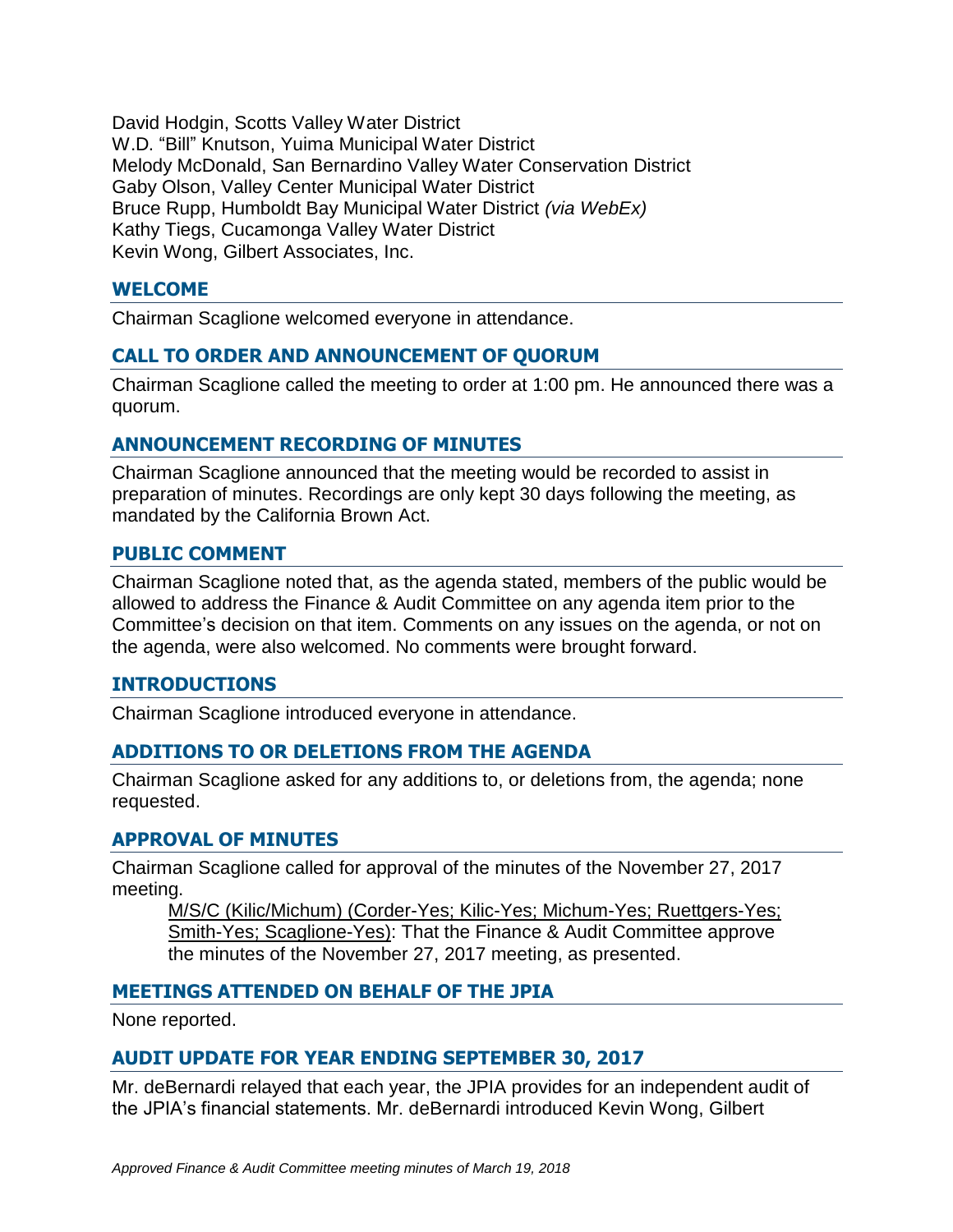David Hodgin, Scotts Valley Water District
W.D. "Bill" Knutson, Yuima Municipal Water District
Melody McDonald, San Bernardino Valley Water Conservation District
Gaby Olson, Valley Center Municipal Water District
Bruce Rupp, Humboldt Bay Municipal Water District *(via WebEx)*
Kathy Tiegs, Cucamonga Valley Water District
Kevin Wong, Gilbert Associates, Inc.

## WELCOME

Chairman Scaglione welcomed everyone in attendance.

## CALL TO ORDER AND ANNOUNCEMENT OF QUORUM

Chairman Scaglione called the meeting to order at 1:00 pm. He announced there was a quorum.

## ANNOUNCEMENT RECORDING OF MINUTES

Chairman Scaglione announced that the meeting would be recorded to assist in preparation of minutes. Recordings are only kept 30 days following the meeting, as mandated by the California Brown Act.

## PUBLIC COMMENT

Chairman Scaglione noted that, as the agenda stated, members of the public would be allowed to address the Finance & Audit Committee on any agenda item prior to the Committee's decision on that item. Comments on any issues on the agenda, or not on the agenda, were also welcomed. No comments were brought forward.

## INTRODUCTIONS

Chairman Scaglione introduced everyone in attendance.

## ADDITIONS TO OR DELETIONS FROM THE AGENDA

Chairman Scaglione asked for any additions to, or deletions from, the agenda; none requested.

## APPROVAL OF MINUTES

Chairman Scaglione called for approval of the minutes of the November 27, 2017 meeting.

> M/S/C (Kilic/Michum) (Corder-Yes; Kilic-Yes; Michum-Yes; Ruettgers-Yes; Smith-Yes; Scaglione-Yes): That the Finance & Audit Committee approve the minutes of the November 27, 2017 meeting, as presented.

## MEETINGS ATTENDED ON BEHALF OF THE JPIA

None reported.

## AUDIT UPDATE FOR YEAR ENDING SEPTEMBER 30, 2017

Mr. deBernardi relayed that each year, the JPIA provides for an independent audit of the JPIA's financial statements. Mr. deBernardi introduced Kevin Wong, Gilbert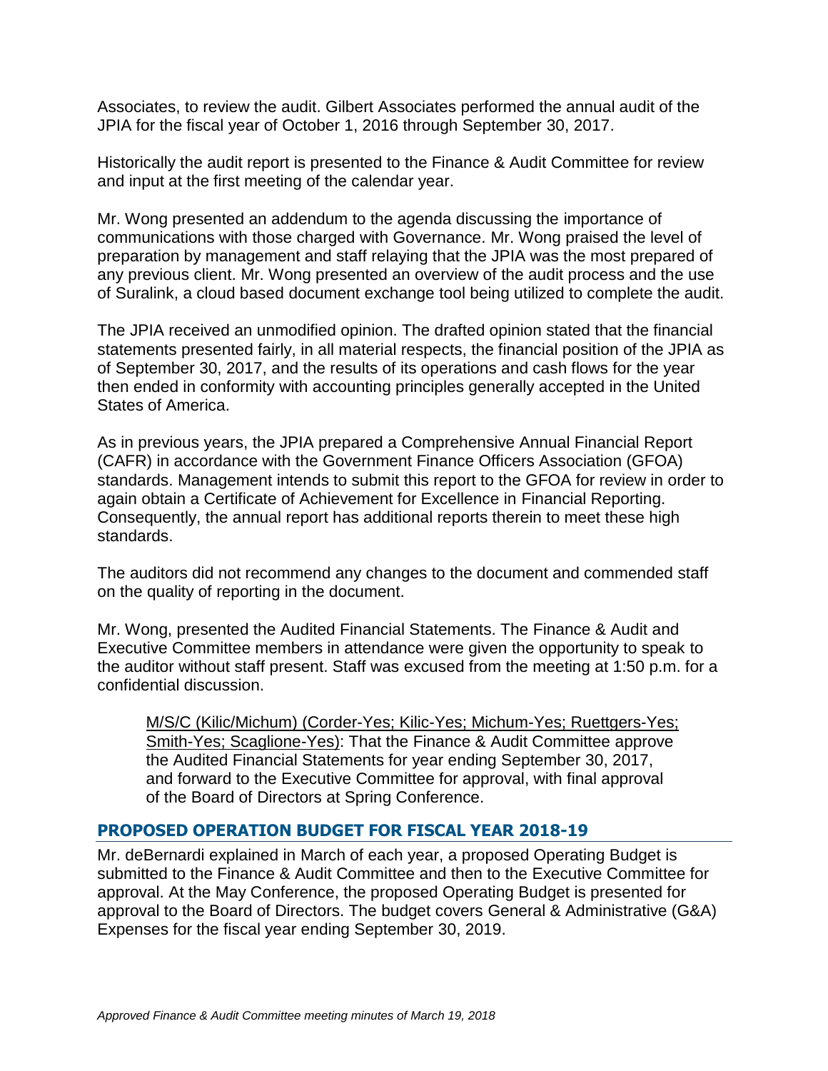Associates, to review the audit. Gilbert Associates performed the annual audit of the JPIA for the fiscal year of October 1, 2016 through September 30, 2017.

Historically the audit report is presented to the Finance & Audit Committee for review and input at the first meeting of the calendar year.

Mr. Wong presented an addendum to the agenda discussing the importance of communications with those charged with Governance. Mr. Wong praised the level of preparation by management and staff relaying that the JPIA was the most prepared of any previous client. Mr. Wong presented an overview of the audit process and the use of Suralink, a cloud based document exchange tool being utilized to complete the audit.

The JPIA received an unmodified opinion. The drafted opinion stated that the financial statements presented fairly, in all material respects, the financial position of the JPIA as of September 30, 2017, and the results of its operations and cash flows for the year then ended in conformity with accounting principles generally accepted in the United States of America.

As in previous years, the JPIA prepared a Comprehensive Annual Financial Report (CAFR) in accordance with the Government Finance Officers Association (GFOA) standards. Management intends to submit this report to the GFOA for review in order to again obtain a Certificate of Achievement for Excellence in Financial Reporting. Consequently, the annual report has additional reports therein to meet these high standards.

The auditors did not recommend any changes to the document and commended staff on the quality of reporting in the document.

Mr. Wong, presented the Audited Financial Statements. The Finance & Audit and Executive Committee members in attendance were given the opportunity to speak to the auditor without staff present. Staff was excused from the meeting at 1:50 p.m. for a confidential discussion.

> M/S/C (Kilic/Michum) (Corder-Yes; Kilic-Yes; Michum-Yes; Ruettgers-Yes; Smith-Yes; Scaglione-Yes): That the Finance & Audit Committee approve the Audited Financial Statements for year ending September 30, 2017, and forward to the Executive Committee for approval, with final approval of the Board of Directors at Spring Conference.

## PROPOSED OPERATION BUDGET FOR FISCAL YEAR 2018-19

Mr. deBernardi explained in March of each year, a proposed Operating Budget is submitted to the Finance & Audit Committee and then to the Executive Committee for approval. At the May Conference, the proposed Operating Budget is presented for approval to the Board of Directors. The budget covers General & Administrative (G&A) Expenses for the fiscal year ending September 30, 2019.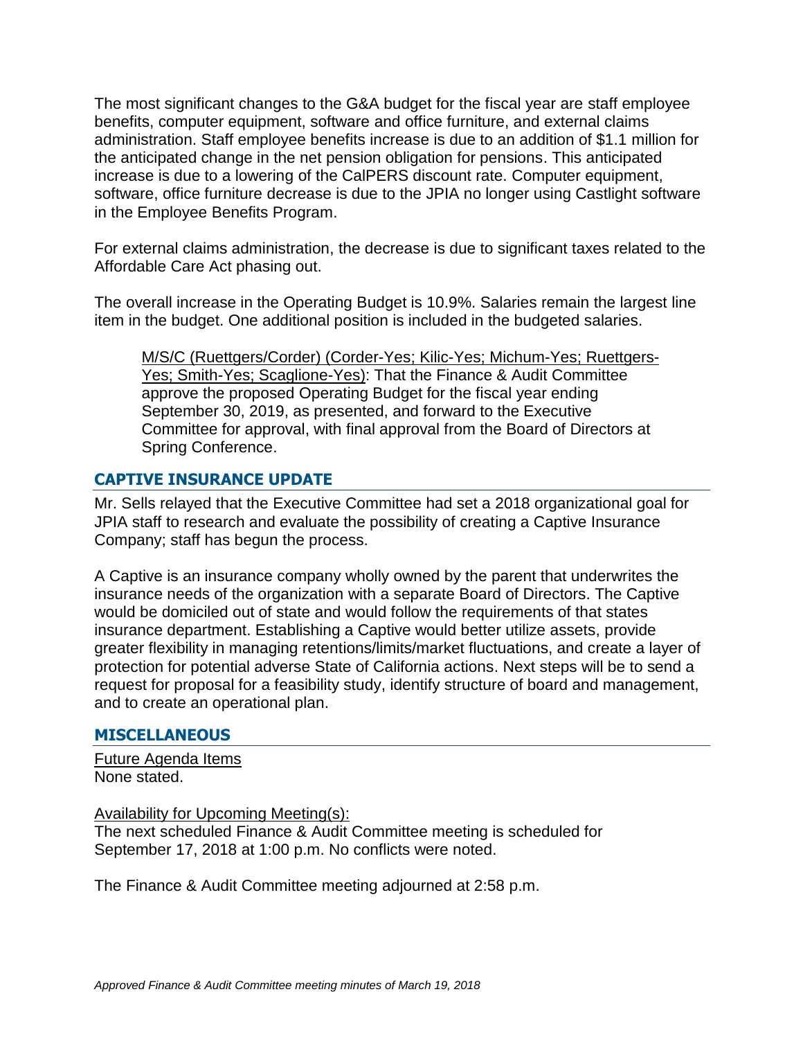The most significant changes to the G&A budget for the fiscal year are staff employee benefits, computer equipment, software and office furniture, and external claims administration. Staff employee benefits increase is due to an addition of $1.1 million for the anticipated change in the net pension obligation for pensions. This anticipated increase is due to a lowering of the CalPERS discount rate. Computer equipment, software, office furniture decrease is due to the JPIA no longer using Castlight software in the Employee Benefits Program.

For external claims administration, the decrease is due to significant taxes related to the Affordable Care Act phasing out.

The overall increase in the Operating Budget is 10.9%. Salaries remain the largest line item in the budget. One additional position is included in the budgeted salaries.

> M/S/C (Ruettgers/Corder) (Corder-Yes; Kilic-Yes; Michum-Yes; Ruettgers-Yes; Smith-Yes; Scaglione-Yes): That the Finance & Audit Committee approve the proposed Operating Budget for the fiscal year ending September 30, 2019, as presented, and forward to the Executive Committee for approval, with final approval from the Board of Directors at Spring Conference.

## CAPTIVE INSURANCE UPDATE

Mr. Sells relayed that the Executive Committee had set a 2018 organizational goal for JPIA staff to research and evaluate the possibility of creating a Captive Insurance Company; staff has begun the process.

A Captive is an insurance company wholly owned by the parent that underwrites the insurance needs of the organization with a separate Board of Directors. The Captive would be domiciled out of state and would follow the requirements of that states insurance department. Establishing a Captive would better utilize assets, provide greater flexibility in managing retentions/limits/market fluctuations, and create a layer of protection for potential adverse State of California actions. Next steps will be to send a request for proposal for a feasibility study, identify structure of board and management, and to create an operational plan.

## MISCELLANEOUS

Future Agenda Items
None stated.

Availability for Upcoming Meeting(s):
The next scheduled Finance & Audit Committee meeting is scheduled for September 17, 2018 at 1:00 p.m. No conflicts were noted.

The Finance & Audit Committee meeting adjourned at 2:58 p.m.